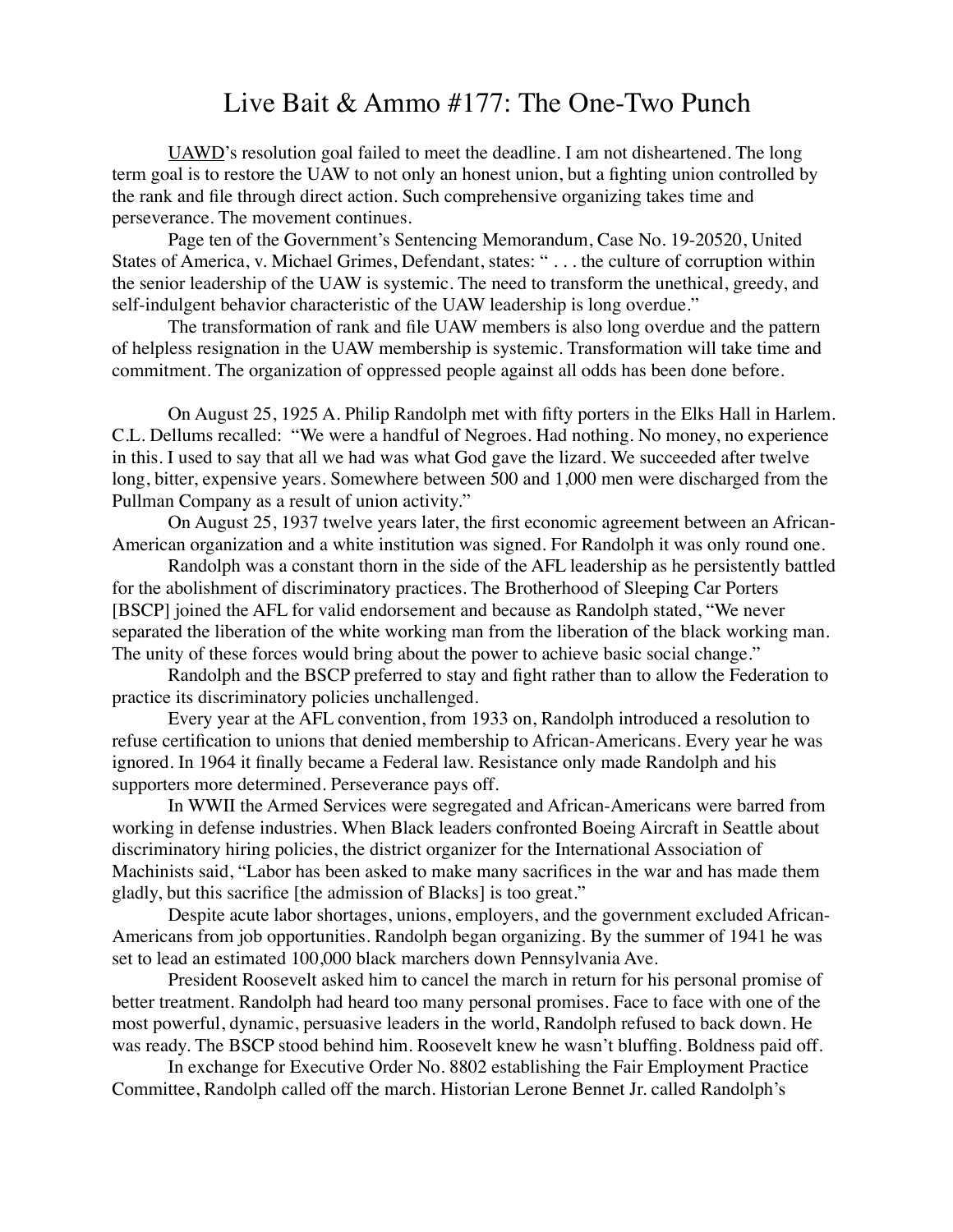# Live Bait & Ammo #177: The One-Two Punch

UAWD's resolution goal failed to meet the deadline. I am not disheartened. The long term goal is to restore the UAW to not only an honest union, but a fighting union controlled by the rank and file through direct action. Such comprehensive organizing takes time and perseverance. The movement continues.

Page ten of the Government's Sentencing Memorandum, Case No. 19-20520, United States of America, v. Michael Grimes, Defendant, states: " . . . the culture of corruption within the senior leadership of the UAW is systemic. The need to transform the unethical, greedy, and self-indulgent behavior characteristic of the UAW leadership is long overdue."

The transformation of rank and file UAW members is also long overdue and the pattern of helpless resignation in the UAW membership is systemic. Transformation will take time and commitment. The organization of oppressed people against all odds has been done before.

On August 25, 1925 A. Philip Randolph met with fifty porters in the Elks Hall in Harlem. C.L. Dellums recalled: "We were a handful of Negroes. Had nothing. No money, no experience in this. I used to say that all we had was what God gave the lizard. We succeeded after twelve long, bitter, expensive years. Somewhere between 500 and 1,000 men were discharged from the Pullman Company as a result of union activity."

On August 25, 1937 twelve years later, the first economic agreement between an African-American organization and a white institution was signed. For Randolph it was only round one.

Randolph was a constant thorn in the side of the AFL leadership as he persistently battled for the abolishment of discriminatory practices. The Brotherhood of Sleeping Car Porters [BSCP] joined the AFL for valid endorsement and because as Randolph stated, "We never separated the liberation of the white working man from the liberation of the black working man. The unity of these forces would bring about the power to achieve basic social change."

Randolph and the BSCP preferred to stay and fight rather than to allow the Federation to practice its discriminatory policies unchallenged.

Every year at the AFL convention, from 1933 on, Randolph introduced a resolution to refuse certification to unions that denied membership to African-Americans. Every year he was ignored. In 1964 it finally became a Federal law. Resistance only made Randolph and his supporters more determined. Perseverance pays off.

In WWII the Armed Services were segregated and African-Americans were barred from working in defense industries. When Black leaders confronted Boeing Aircraft in Seattle about discriminatory hiring policies, the district organizer for the International Association of Machinists said, "Labor has been asked to make many sacrifices in the war and has made them gladly, but this sacrifice [the admission of Blacks] is too great."

Despite acute labor shortages, unions, employers, and the government excluded African-Americans from job opportunities. Randolph began organizing. By the summer of 1941 he was set to lead an estimated 100,000 black marchers down Pennsylvania Ave.

President Roosevelt asked him to cancel the march in return for his personal promise of better treatment. Randolph had heard too many personal promises. Face to face with one of the most powerful, dynamic, persuasive leaders in the world, Randolph refused to back down. He was ready. The BSCP stood behind him. Roosevelt knew he wasn't bluffing. Boldness paid off.

In exchange for Executive Order No. 8802 establishing the Fair Employment Practice Committee, Randolph called off the march. Historian Lerone Bennet Jr. called Randolph's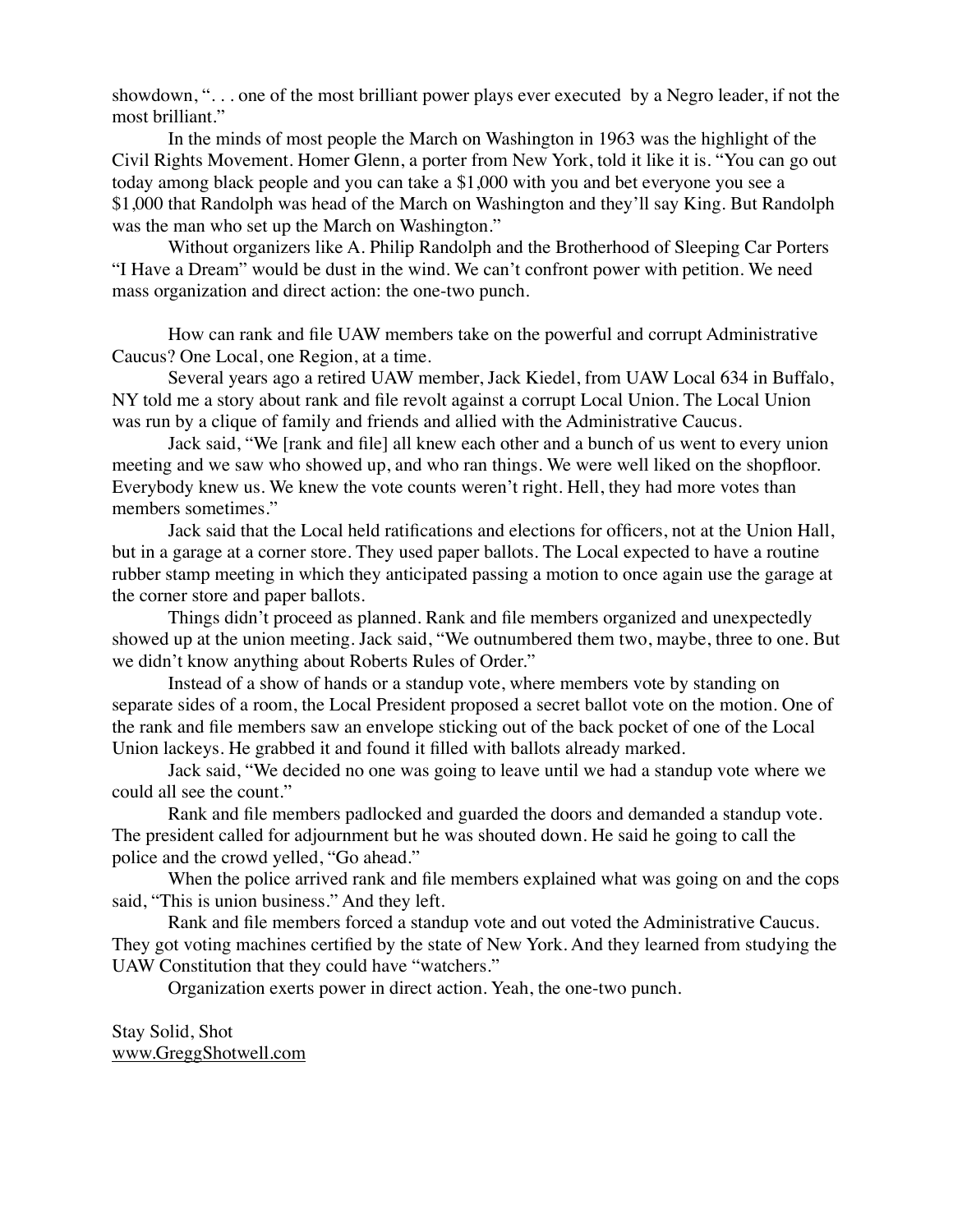showdown, ". . . one of the most brilliant power plays ever executed by a Negro leader, if not the most brilliant."

In the minds of most people the March on Washington in 1963 was the highlight of the Civil Rights Movement. Homer Glenn, a porter from New York, told it like it is. "You can go out today among black people and you can take a $1,000 with you and bet everyone you see a $1,000 that Randolph was head of the March on Washington and they'll say King. But Randolph was the man who set up the March on Washington."

Without organizers like A. Philip Randolph and the Brotherhood of Sleeping Car Porters "I Have a Dream" would be dust in the wind. We can't confront power with petition. We need mass organization and direct action: the one-two punch.

How can rank and file UAW members take on the powerful and corrupt Administrative Caucus? One Local, one Region, at a time.

Several years ago a retired UAW member, Jack Kiedel, from UAW Local 634 in Buffalo, NY told me a story about rank and file revolt against a corrupt Local Union. The Local Union was run by a clique of family and friends and allied with the Administrative Caucus.

Jack said, "We [rank and file] all knew each other and a bunch of us went to every union meeting and we saw who showed up, and who ran things. We were well liked on the shopfloor. Everybody knew us. We knew the vote counts weren't right. Hell, they had more votes than members sometimes."

Jack said that the Local held ratifications and elections for officers, not at the Union Hall, but in a garage at a corner store. They used paper ballots. The Local expected to have a routine rubber stamp meeting in which they anticipated passing a motion to once again use the garage at the corner store and paper ballots.

Things didn't proceed as planned. Rank and file members organized and unexpectedly showed up at the union meeting. Jack said, "We outnumbered them two, maybe, three to one. But we didn't know anything about Roberts Rules of Order."

Instead of a show of hands or a standup vote, where members vote by standing on separate sides of a room, the Local President proposed a secret ballot vote on the motion. One of the rank and file members saw an envelope sticking out of the back pocket of one of the Local Union lackeys. He grabbed it and found it filled with ballots already marked.

Jack said, "We decided no one was going to leave until we had a standup vote where we could all see the count."

Rank and file members padlocked and guarded the doors and demanded a standup vote. The president called for adjournment but he was shouted down. He said he going to call the police and the crowd yelled, "Go ahead."

When the police arrived rank and file members explained what was going on and the cops said, "This is union business." And they left.

Rank and file members forced a standup vote and out voted the Administrative Caucus. They got voting machines certified by the state of New York. And they learned from studying the UAW Constitution that they could have "watchers."

Organization exerts power in direct action. Yeah, the one-two punch.

Stay Solid, Shot
www.GreggShotwell.com